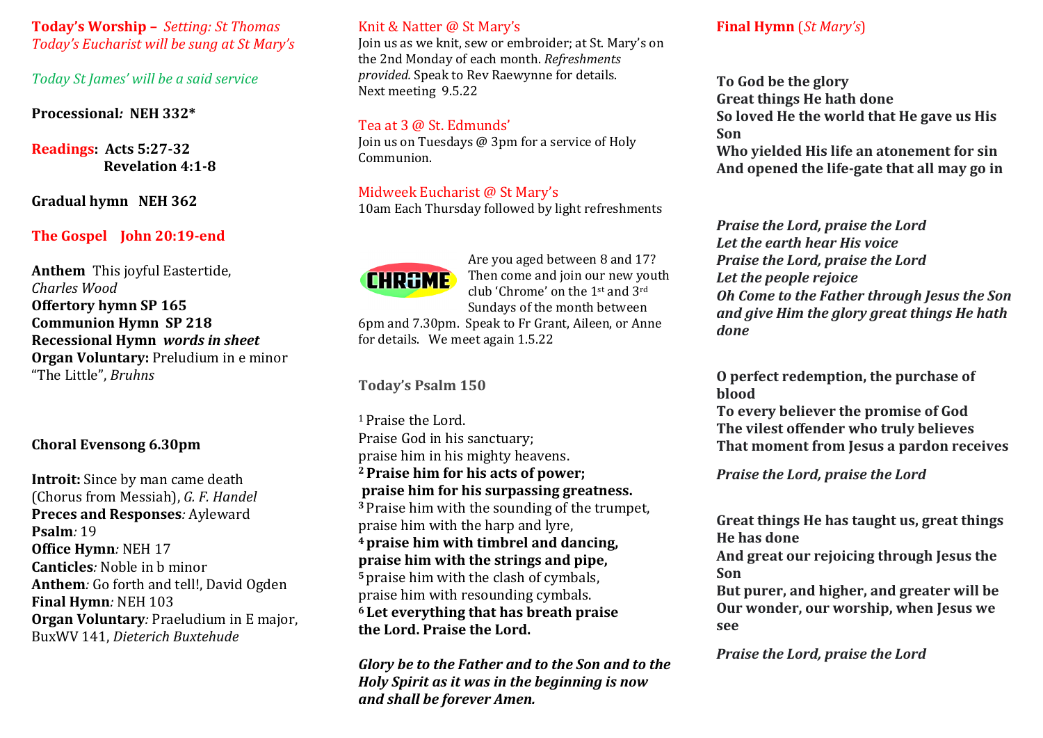**Today's Worship –** *Setting: St Thomas*
*Today's Eucharist will be sung at St Mary's*

*Today St James' will be a said service*

**Processional*:* NEH 332***

**Readings: Acts 5:27-32**
**Revelation 4:1-8**

**Gradual hymn NEH 362**

**The Gospel John 20:19-end**

**Anthem** This joyful Eastertide, *Charles Wood*
**Offertory hymn SP 165**
**Communion Hymn SP 218**
**Recessional Hymn** ***words in sheet***
**Organ Voluntary:** Preludium in e minor "The Little", *Bruhns*

**Choral Evensong 6.30pm**

**Introit:** Since by man came death (Chorus from Messiah), *G. F. Handel*
**Preces and Responses***:* Ayleward
**Psalm***:* 19
**Office Hymn***:* NEH 17
**Canticles***:* Noble in b minor
**Anthem***:* Go forth and tell!, David Ogden
**Final Hymn***:* NEH 103
**Organ Voluntary***:* Praeludium in E major, BuxWV 141, *Dieterich Buxtehude*

Knit & Natter @ St Mary's
Join us as we knit, sew or embroider; at St. Mary's on the 2nd Monday of each month. *Refreshments provided.* Speak to Rev Raewynne for details. Next meeting 9.5.22

Tea at 3 @ St. Edmunds'
Join us on Tuesdays @ 3pm for a service of Holy Communion.

Midweek Eucharist @ St Mary's
10am Each Thursday followed by light refreshments

CHROME

Are you aged between 8 and 17? Then come and join our new youth club 'Chrome' on the 1st and 3rd Sundays of the month between 6pm and 7.30pm. Speak to Fr Grant, Aileen, or Anne for details. We meet again 1.5.22

**Today's Psalm 150**

1 Praise the Lord.
Praise God in his sanctuary;
praise him in his mighty heavens.
**2 Praise him for his acts of power;**
**praise him for his surpassing greatness.**
3 Praise him with the sounding of the trumpet,
praise him with the harp and lyre,
**4 praise him with timbrel and dancing,**
**praise him with the strings and pipe,**
5 praise him with the clash of cymbals,
praise him with resounding cymbals.
**6 Let everything that has breath praise**
**the Lord. Praise the Lord.**

***Glory be to the Father and to the Son and to the Holy Spirit as it was in the beginning is now and shall be forever Amen.***

**Final Hymn** (*St Mary's*)

**To God be the glory**
**Great things He hath done**
**So loved He the world that He gave us His Son**
**Who yielded His life an atonement for sin**
**And opened the life-gate that all may go in**

***Praise the Lord, praise the Lord***
***Let the earth hear His voice***
***Praise the Lord, praise the Lord***
***Let the people rejoice***
***Oh Come to the Father through Jesus the Son***
***and give Him the glory great things He hath done***

**O perfect redemption, the purchase of blood**
**To every believer the promise of God**
**The vilest offender who truly believes**
**That moment from Jesus a pardon receives**

***Praise the Lord, praise the Lord***

**Great things He has taught us, great things He has done**
**And great our rejoicing through Jesus the Son**
**But purer, and higher, and greater will be**
**Our wonder, our worship, when Jesus we see**

***Praise the Lord, praise the Lord***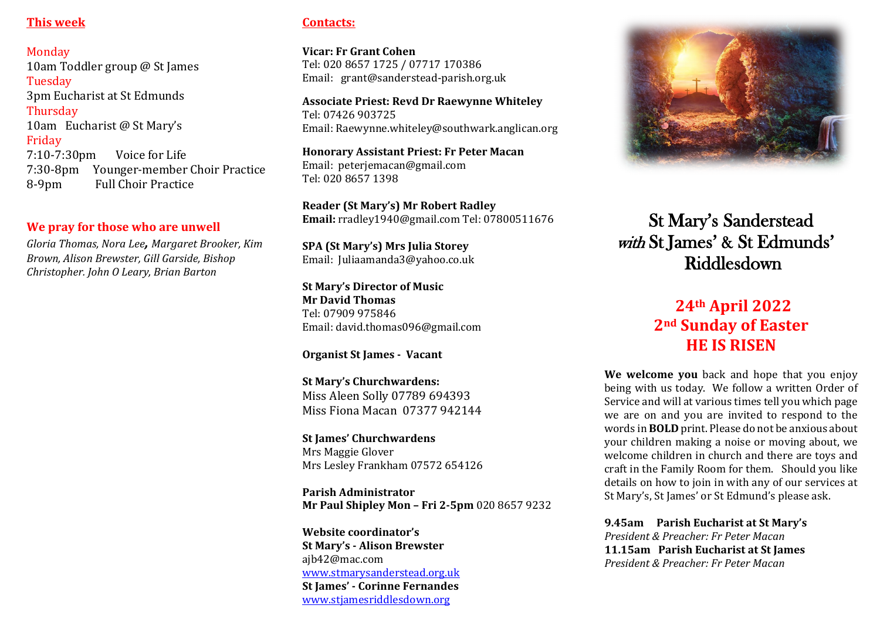## This week

**Monday**
10am Toddler group @ St James
**Tuesday**
3pm Eucharist at St Edmunds
**Thursday**
10am Eucharist @ St Mary's
**Friday**
7:10-7:30pm Voice for Life
7:30-8pm Younger-member Choir Practice
8-9pm Full Choir Practice

## We pray for those who are unwell

*Gloria Thomas, Nora Lee, Margaret Brooker, Kim Brown, Alison Brewster, Gill Garside, Bishop Christopher. John O Leary, Brian Barton*

## Contacts:

**Vicar: Fr Grant Cohen**
Tel: 020 8657 1725 / 07717 170386
Email: grant@sanderstead-parish.org.uk

**Associate Priest: Revd Dr Raewynne Whiteley**
Tel: 07426 903725
Email: Raewynne.whiteley@southwark.anglican.org

**Honorary Assistant Priest: Fr Peter Macan**
Email: peterjemacan@gmail.com
Tel: 020 8657 1398

**Reader (St Mary's) Mr Robert Radley**
**Email:** rradley1940@gmail.com Tel: 07800511676

**SPA (St Mary's) Mrs Julia Storey**
Email: Juliaamanda3@yahoo.co.uk

**St Mary's Director of Music**
**Mr David Thomas**
Tel: 07909 975846
Email: david.thomas096@gmail.com

**Organist St James - Vacant**

**St Mary's Churchwardens:**
Miss Aleen Solly 07789 694393
Miss Fiona Macan 07377 942144

**St James' Churchwardens**
Mrs Maggie Glover
Mrs Lesley Frankham 07572 654126

**Parish Administrator**
**Mr Paul Shipley Mon – Fri 2-5pm** 020 8657 9232

**Website coordinator's**
**St Mary's - Alison Brewster**
ajb42@mac.com
www.stmarysanderstead.org.uk
**St James' - Corinne Fernandes**
www.stjamesriddlesdown.org

# St Mary's Sanderstead *with* St James' & St Edmunds' Riddlesdown

## 24th April 2022
## 2nd Sunday of Easter
## HE IS RISEN

**We welcome you** back and hope that you enjoy being with us today. We follow a written Order of Service and will at various times tell you which page we are on and you are invited to respond to the words in **BOLD** print. Please do not be anxious about your children making a noise or moving about, we welcome children in church and there are toys and craft in the Family Room for them. Should you like details on how to join in with any of our services at St Mary's, St James' or St Edmund's please ask.

**9.45am Parish Eucharist at St Mary's**
*President & Preacher: Fr Peter Macan*
**11.15am Parish Eucharist at St James**
*President & Preacher: Fr Peter Macan*